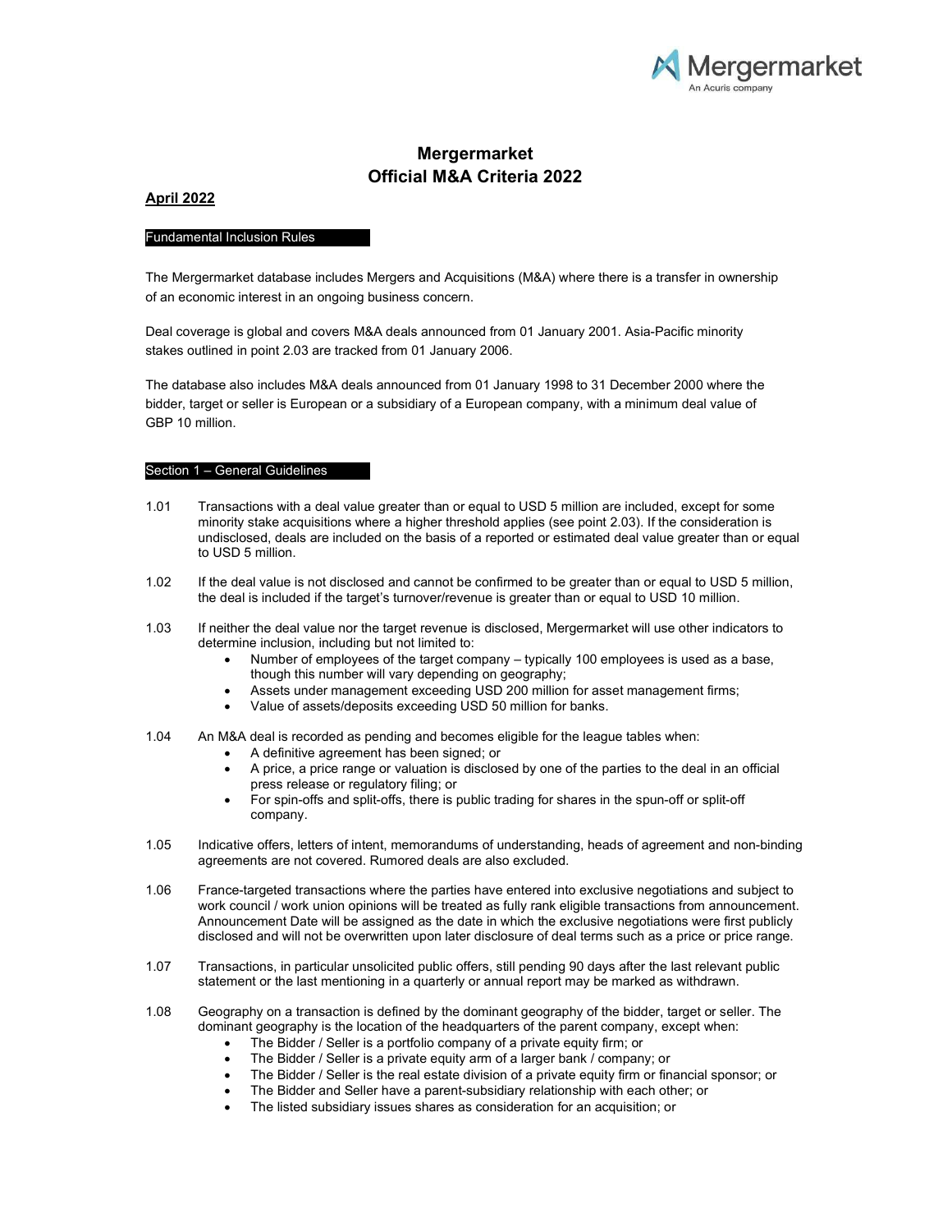# Mergermarket
# Official M&A Criteria 2022

**April 2022**

## Fundamental Inclusion Rules

The Mergermarket database includes Mergers and Acquisitions (M&A) where there is a transfer in ownership of an economic interest in an ongoing business concern.

Deal coverage is global and covers M&A deals announced from 01 January 2001. Asia-Pacific minority stakes outlined in point 2.03 are tracked from 01 January 2006.

The database also includes M&A deals announced from 01 January 1998 to 31 December 2000 where the bidder, target or seller is European or a subsidiary of a European company, with a minimum deal value of GBP 10 million.

## Section 1 – General Guidelines

1.01 Transactions with a deal value greater than or equal to USD 5 million are included, except for some minority stake acquisitions where a higher threshold applies (see point 2.03). If the consideration is undisclosed, deals are included on the basis of a reported or estimated deal value greater than or equal to USD 5 million.

1.02 If the deal value is not disclosed and cannot be confirmed to be greater than or equal to USD 5 million, the deal is included if the target's turnover/revenue is greater than or equal to USD 10 million.

1.03 If neither the deal value nor the target revenue is disclosed, Mergermarket will use other indicators to determine inclusion, including but not limited to:

- Number of employees of the target company – typically 100 employees is used as a base, though this number will vary depending on geography;
- Assets under management exceeding USD 200 million for asset management firms;
- Value of assets/deposits exceeding USD 50 million for banks.

1.04 An M&A deal is recorded as pending and becomes eligible for the league tables when:

- A definitive agreement has been signed; or
- A price, a price range or valuation is disclosed by one of the parties to the deal in an official press release or regulatory filing; or
- For spin-offs and split-offs, there is public trading for shares in the spun-off or split-off company.

1.05 Indicative offers, letters of intent, memorandums of understanding, heads of agreement and non-binding agreements are not covered. Rumored deals are also excluded.

1.06 France-targeted transactions where the parties have entered into exclusive negotiations and subject to work council / work union opinions will be treated as fully rank eligible transactions from announcement. Announcement Date will be assigned as the date in which the exclusive negotiations were first publicly disclosed and will not be overwritten upon later disclosure of deal terms such as a price or price range.

1.07 Transactions, in particular unsolicited public offers, still pending 90 days after the last relevant public statement or the last mentioning in a quarterly or annual report may be marked as withdrawn.

1.08 Geography on a transaction is defined by the dominant geography of the bidder, target or seller. The dominant geography is the location of the headquarters of the parent company, except when:

- The Bidder / Seller is a portfolio company of a private equity firm; or
- The Bidder / Seller is a private equity arm of a larger bank / company; or
- The Bidder / Seller is the real estate division of a private equity firm or financial sponsor; or
- The Bidder and Seller have a parent-subsidiary relationship with each other; or
- The listed subsidiary issues shares as consideration for an acquisition; or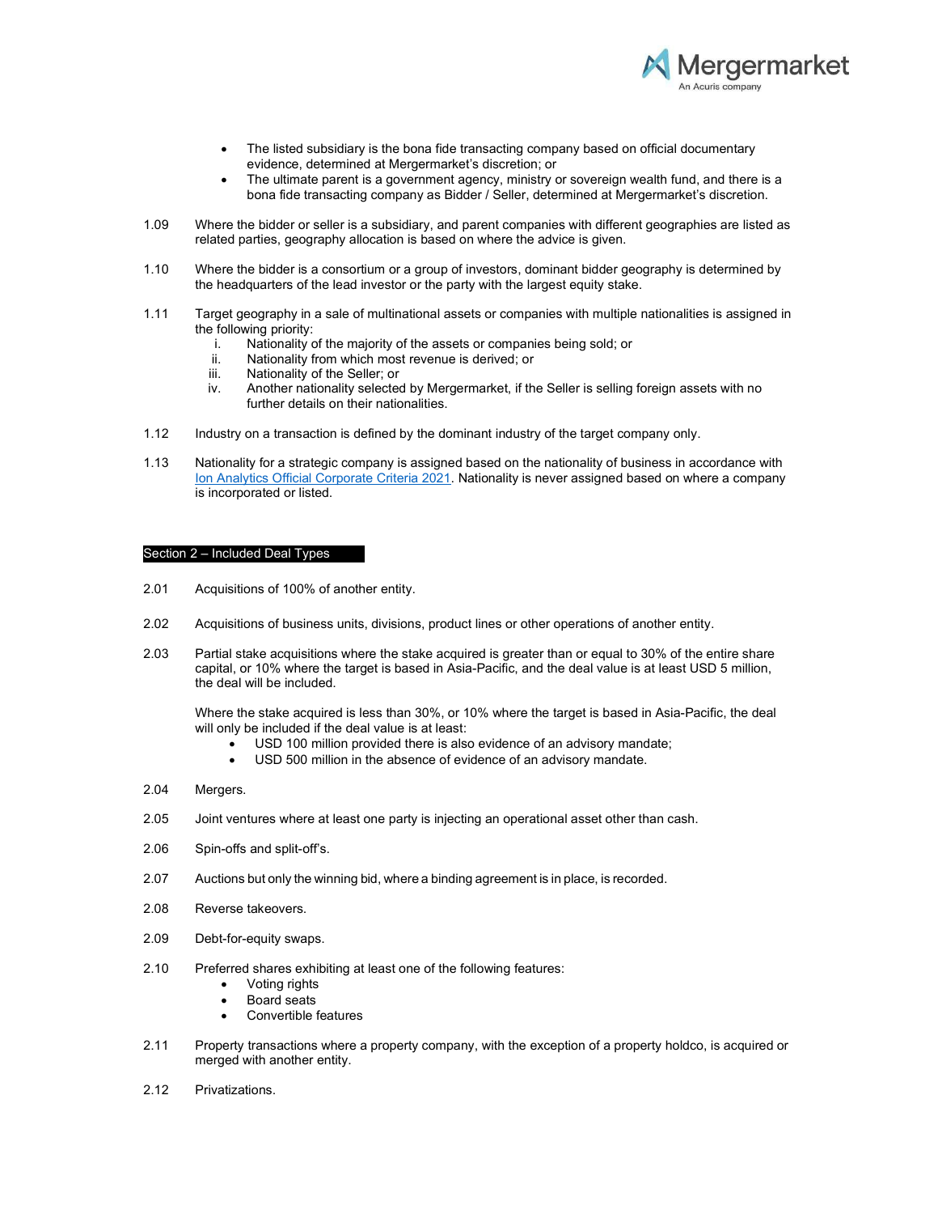- The listed subsidiary is the bona fide transacting company based on official documentary evidence, determined at Mergermarket's discretion; or
- The ultimate parent is a government agency, ministry or sovereign wealth fund, and there is a bona fide transacting company as Bidder / Seller, determined at Mergermarket's discretion.

1.09 Where the bidder or seller is a subsidiary, and parent companies with different geographies are listed as related parties, geography allocation is based on where the advice is given.

1.10 Where the bidder is a consortium or a group of investors, dominant bidder geography is determined by the headquarters of the lead investor or the party with the largest equity stake.

1.11 Target geography in a sale of multinational assets or companies with multiple nationalities is assigned in the following priority:

   i. Nationality of the majority of the assets or companies being sold; or
   ii. Nationality from which most revenue is derived; or
   iii. Nationality of the Seller; or
   iv. Another nationality selected by Mergermarket, if the Seller is selling foreign assets with no further details on their nationalities.

1.12 Industry on a transaction is defined by the dominant industry of the target company only.

1.13 Nationality for a strategic company is assigned based on the nationality of business in accordance with Ion Analytics Official Corporate Criteria 2021. Nationality is never assigned based on where a company is incorporated or listed.

## Section 2 – Included Deal Types

2.01 Acquisitions of 100% of another entity.

2.02 Acquisitions of business units, divisions, product lines or other operations of another entity.

2.03 Partial stake acquisitions where the stake acquired is greater than or equal to 30% of the entire share capital, or 10% where the target is based in Asia-Pacific, and the deal value is at least USD 5 million, the deal will be included.

Where the stake acquired is less than 30%, or 10% where the target is based in Asia-Pacific, the deal will only be included if the deal value is at least:

- USD 100 million provided there is also evidence of an advisory mandate;
- USD 500 million in the absence of evidence of an advisory mandate.

2.04 Mergers.

2.05 Joint ventures where at least one party is injecting an operational asset other than cash.

2.06 Spin-offs and split-off's.

2.07 Auctions but only the winning bid, where a binding agreement is in place, is recorded.

2.08 Reverse takeovers.

2.09 Debt-for-equity swaps.

2.10 Preferred shares exhibiting at least one of the following features:

- Voting rights
- Board seats
- Convertible features

2.11 Property transactions where a property company, with the exception of a property holdco, is acquired or merged with another entity.

2.12 Privatizations.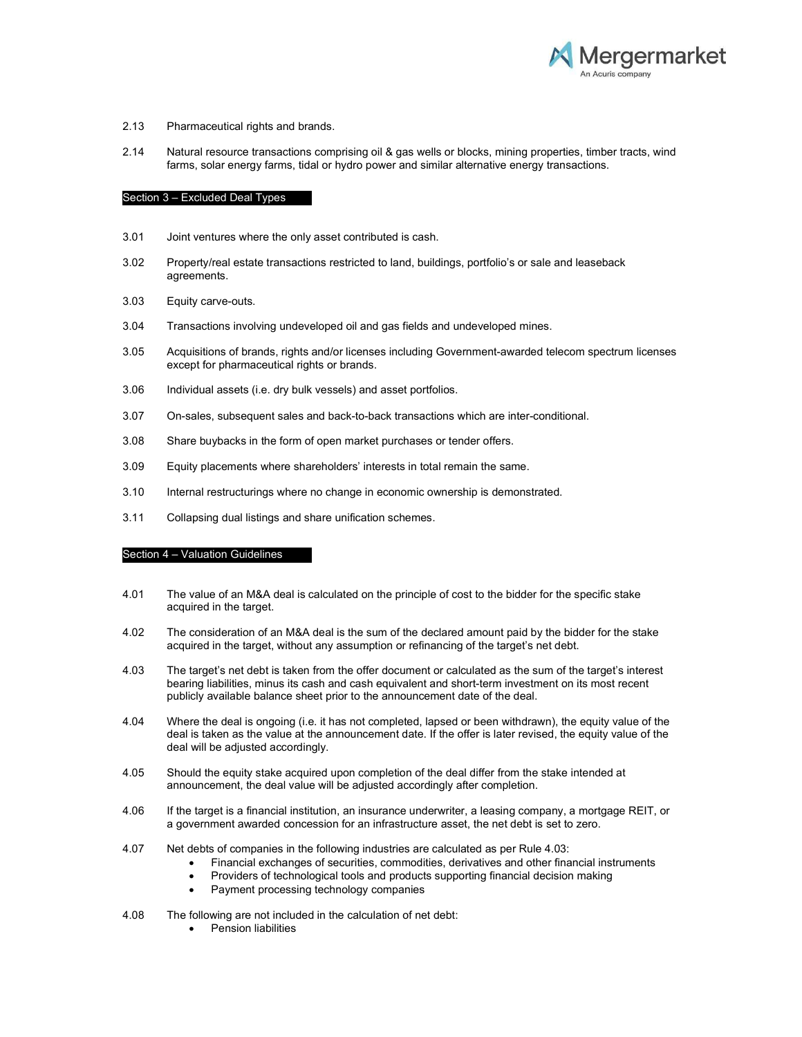2.13 Pharmaceutical rights and brands.

2.14 Natural resource transactions comprising oil & gas wells or blocks, mining properties, timber tracts, wind farms, solar energy farms, tidal or hydro power and similar alternative energy transactions.

## Section 3 – Excluded Deal Types

3.01 Joint ventures where the only asset contributed is cash.

3.02 Property/real estate transactions restricted to land, buildings, portfolio's or sale and leaseback agreements.

3.03 Equity carve-outs.

3.04 Transactions involving undeveloped oil and gas fields and undeveloped mines.

3.05 Acquisitions of brands, rights and/or licenses including Government-awarded telecom spectrum licenses except for pharmaceutical rights or brands.

3.06 Individual assets (i.e. dry bulk vessels) and asset portfolios.

3.07 On-sales, subsequent sales and back-to-back transactions which are inter-conditional.

3.08 Share buybacks in the form of open market purchases or tender offers.

3.09 Equity placements where shareholders' interests in total remain the same.

3.10 Internal restructurings where no change in economic ownership is demonstrated.

3.11 Collapsing dual listings and share unification schemes.

## Section 4 – Valuation Guidelines

4.01 The value of an M&A deal is calculated on the principle of cost to the bidder for the specific stake acquired in the target.

4.02 The consideration of an M&A deal is the sum of the declared amount paid by the bidder for the stake acquired in the target, without any assumption or refinancing of the target's net debt.

4.03 The target's net debt is taken from the offer document or calculated as the sum of the target's interest bearing liabilities, minus its cash and cash equivalent and short-term investment on its most recent publicly available balance sheet prior to the announcement date of the deal.

4.04 Where the deal is ongoing (i.e. it has not completed, lapsed or been withdrawn), the equity value of the deal is taken as the value at the announcement date. If the offer is later revised, the equity value of the deal will be adjusted accordingly.

4.05 Should the equity stake acquired upon completion of the deal differ from the stake intended at announcement, the deal value will be adjusted accordingly after completion.

4.06 If the target is a financial institution, an insurance underwriter, a leasing company, a mortgage REIT, or a government awarded concession for an infrastructure asset, the net debt is set to zero.

4.07 Net debts of companies in the following industries are calculated as per Rule 4.03:

- Financial exchanges of securities, commodities, derivatives and other financial instruments
- Providers of technological tools and products supporting financial decision making
- Payment processing technology companies

4.08 The following are not included in the calculation of net debt:

- Pension liabilities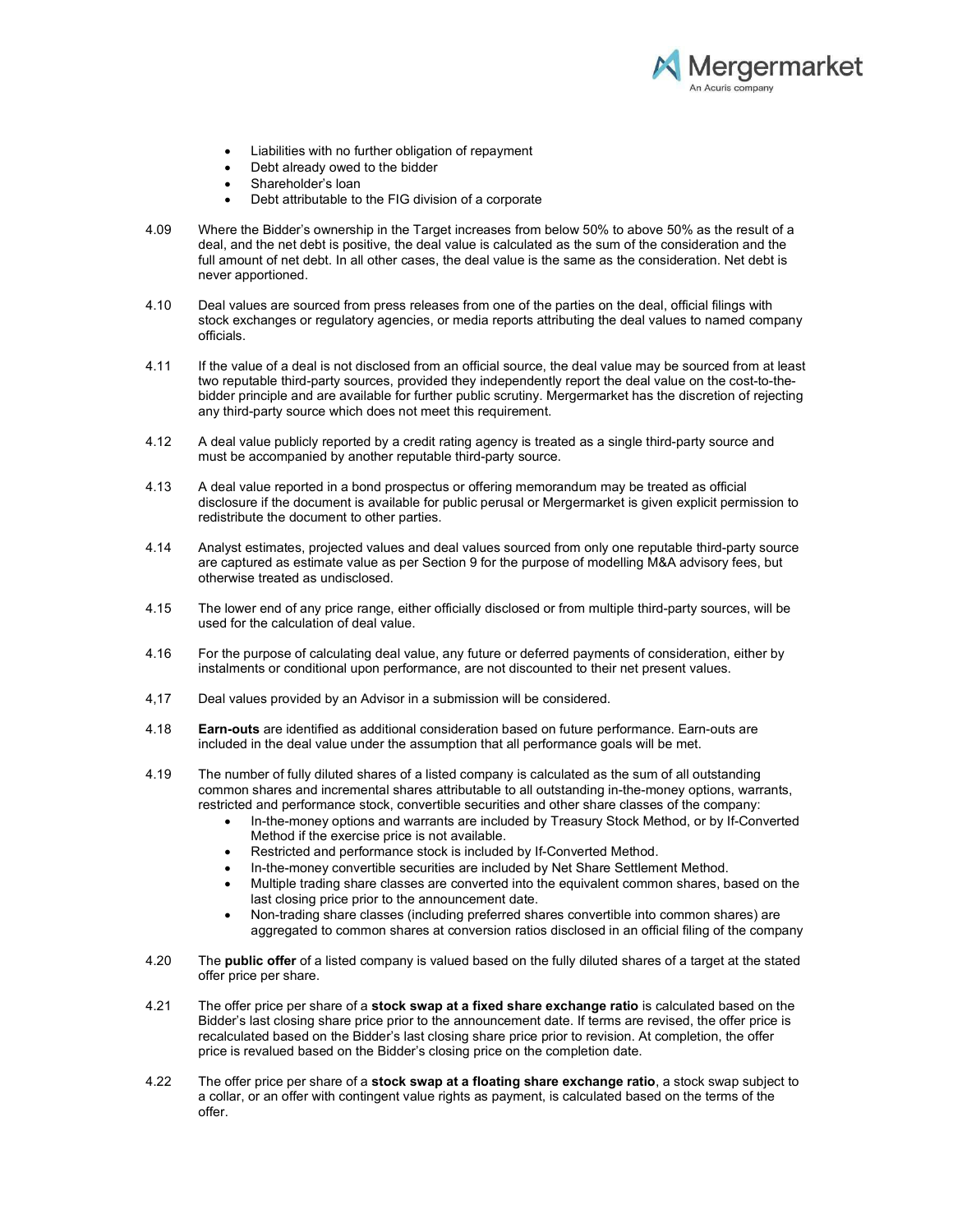- Liabilities with no further obligation of repayment
- Debt already owed to the bidder
- Shareholder's loan
- Debt attributable to the FIG division of a corporate

4.09 Where the Bidder's ownership in the Target increases from below 50% to above 50% as the result of a deal, and the net debt is positive, the deal value is calculated as the sum of the consideration and the full amount of net debt. In all other cases, the deal value is the same as the consideration. Net debt is never apportioned.

4.10 Deal values are sourced from press releases from one of the parties on the deal, official filings with stock exchanges or regulatory agencies, or media reports attributing the deal values to named company officials.

4.11 If the value of a deal is not disclosed from an official source, the deal value may be sourced from at least two reputable third-party sources, provided they independently report the deal value on the cost-to-the-bidder principle and are available for further public scrutiny. Mergermarket has the discretion of rejecting any third-party source which does not meet this requirement.

4.12 A deal value publicly reported by a credit rating agency is treated as a single third-party source and must be accompanied by another reputable third-party source.

4.13 A deal value reported in a bond prospectus or offering memorandum may be treated as official disclosure if the document is available for public perusal or Mergermarket is given explicit permission to redistribute the document to other parties.

4.14 Analyst estimates, projected values and deal values sourced from only one reputable third-party source are captured as estimate value as per Section 9 for the purpose of modelling M&A advisory fees, but otherwise treated as undisclosed.

4.15 The lower end of any price range, either officially disclosed or from multiple third-party sources, will be used for the calculation of deal value.

4.16 For the purpose of calculating deal value, any future or deferred payments of consideration, either by instalments or conditional upon performance, are not discounted to their net present values.

4,17 Deal values provided by an Advisor in a submission will be considered.

4.18 **Earn-outs** are identified as additional consideration based on future performance. Earn-outs are included in the deal value under the assumption that all performance goals will be met.

4.19 The number of fully diluted shares of a listed company is calculated as the sum of all outstanding common shares and incremental shares attributable to all outstanding in-the-money options, warrants, restricted and performance stock, convertible securities and other share classes of the company:

- In-the-money options and warrants are included by Treasury Stock Method, or by If-Converted Method if the exercise price is not available.
- Restricted and performance stock is included by If-Converted Method.
- In-the-money convertible securities are included by Net Share Settlement Method.
- Multiple trading share classes are converted into the equivalent common shares, based on the last closing price prior to the announcement date.
- Non-trading share classes (including preferred shares convertible into common shares) are aggregated to common shares at conversion ratios disclosed in an official filing of the company

4.20 The **public offer** of a listed company is valued based on the fully diluted shares of a target at the stated offer price per share.

4.21 The offer price per share of a **stock swap at a fixed share exchange ratio** is calculated based on the Bidder's last closing share price prior to the announcement date. If terms are revised, the offer price is recalculated based on the Bidder's last closing share price prior to revision. At completion, the offer price is revalued based on the Bidder's closing price on the completion date.

4.22 The offer price per share of a **stock swap at a floating share exchange ratio**, a stock swap subject to a collar, or an offer with contingent value rights as payment, is calculated based on the terms of the offer.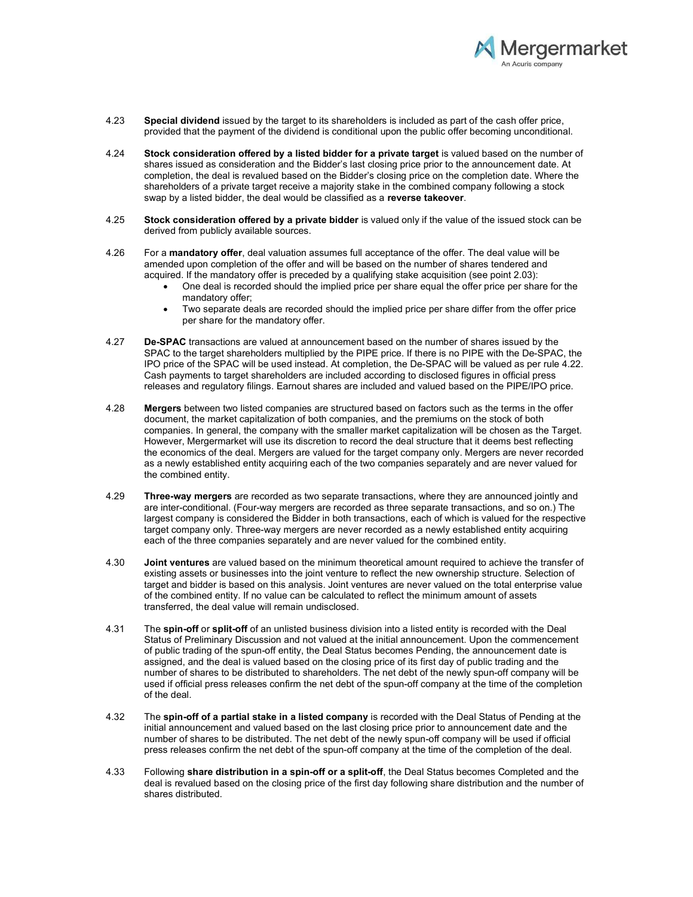4.23 **Special dividend** issued by the target to its shareholders is included as part of the cash offer price, provided that the payment of the dividend is conditional upon the public offer becoming unconditional.

4.24 **Stock consideration offered by a listed bidder for a private target** is valued based on the number of shares issued as consideration and the Bidder's last closing price prior to the announcement date. At completion, the deal is revalued based on the Bidder's closing price on the completion date. Where the shareholders of a private target receive a majority stake in the combined company following a stock swap by a listed bidder, the deal would be classified as a **reverse takeover**.

4.25 **Stock consideration offered by a private bidder** is valued only if the value of the issued stock can be derived from publicly available sources.

4.26 For a **mandatory offer**, deal valuation assumes full acceptance of the offer. The deal value will be amended upon completion of the offer and will be based on the number of shares tendered and acquired. If the mandatory offer is preceded by a qualifying stake acquisition (see point 2.03):

- One deal is recorded should the implied price per share equal the offer price per share for the mandatory offer;
- Two separate deals are recorded should the implied price per share differ from the offer price per share for the mandatory offer.

4.27 **De-SPAC** transactions are valued at announcement based on the number of shares issued by the SPAC to the target shareholders multiplied by the PIPE price. If there is no PIPE with the De-SPAC, the IPO price of the SPAC will be used instead. At completion, the De-SPAC will be valued as per rule 4.22. Cash payments to target shareholders are included according to disclosed figures in official press releases and regulatory filings. Earnout shares are included and valued based on the PIPE/IPO price.

4.28 **Mergers** between two listed companies are structured based on factors such as the terms in the offer document, the market capitalization of both companies, and the premiums on the stock of both companies. In general, the company with the smaller market capitalization will be chosen as the Target. However, Mergermarket will use its discretion to record the deal structure that it deems best reflecting the economics of the deal. Mergers are valued for the target company only. Mergers are never recorded as a newly established entity acquiring each of the two companies separately and are never valued for the combined entity.

4.29 **Three-way mergers** are recorded as two separate transactions, where they are announced jointly and are inter-conditional. (Four-way mergers are recorded as three separate transactions, and so on.) The largest company is considered the Bidder in both transactions, each of which is valued for the respective target company only. Three-way mergers are never recorded as a newly established entity acquiring each of the three companies separately and are never valued for the combined entity.

4.30 **Joint ventures** are valued based on the minimum theoretical amount required to achieve the transfer of existing assets or businesses into the joint venture to reflect the new ownership structure. Selection of target and bidder is based on this analysis. Joint ventures are never valued on the total enterprise value of the combined entity. If no value can be calculated to reflect the minimum amount of assets transferred, the deal value will remain undisclosed.

4.31 The **spin-off** or **split-off** of an unlisted business division into a listed entity is recorded with the Deal Status of Preliminary Discussion and not valued at the initial announcement. Upon the commencement of public trading of the spun-off entity, the Deal Status becomes Pending, the announcement date is assigned, and the deal is valued based on the closing price of its first day of public trading and the number of shares to be distributed to shareholders. The net debt of the newly spun-off company will be used if official press releases confirm the net debt of the spun-off company at the time of the completion of the deal.

4.32 The **spin-off of a partial stake in a listed company** is recorded with the Deal Status of Pending at the initial announcement and valued based on the last closing price prior to announcement date and the number of shares to be distributed. The net debt of the newly spun-off company will be used if official press releases confirm the net debt of the spun-off company at the time of the completion of the deal.

4.33 Following **share distribution in a spin-off or a split-off**, the Deal Status becomes Completed and the deal is revalued based on the closing price of the first day following share distribution and the number of shares distributed.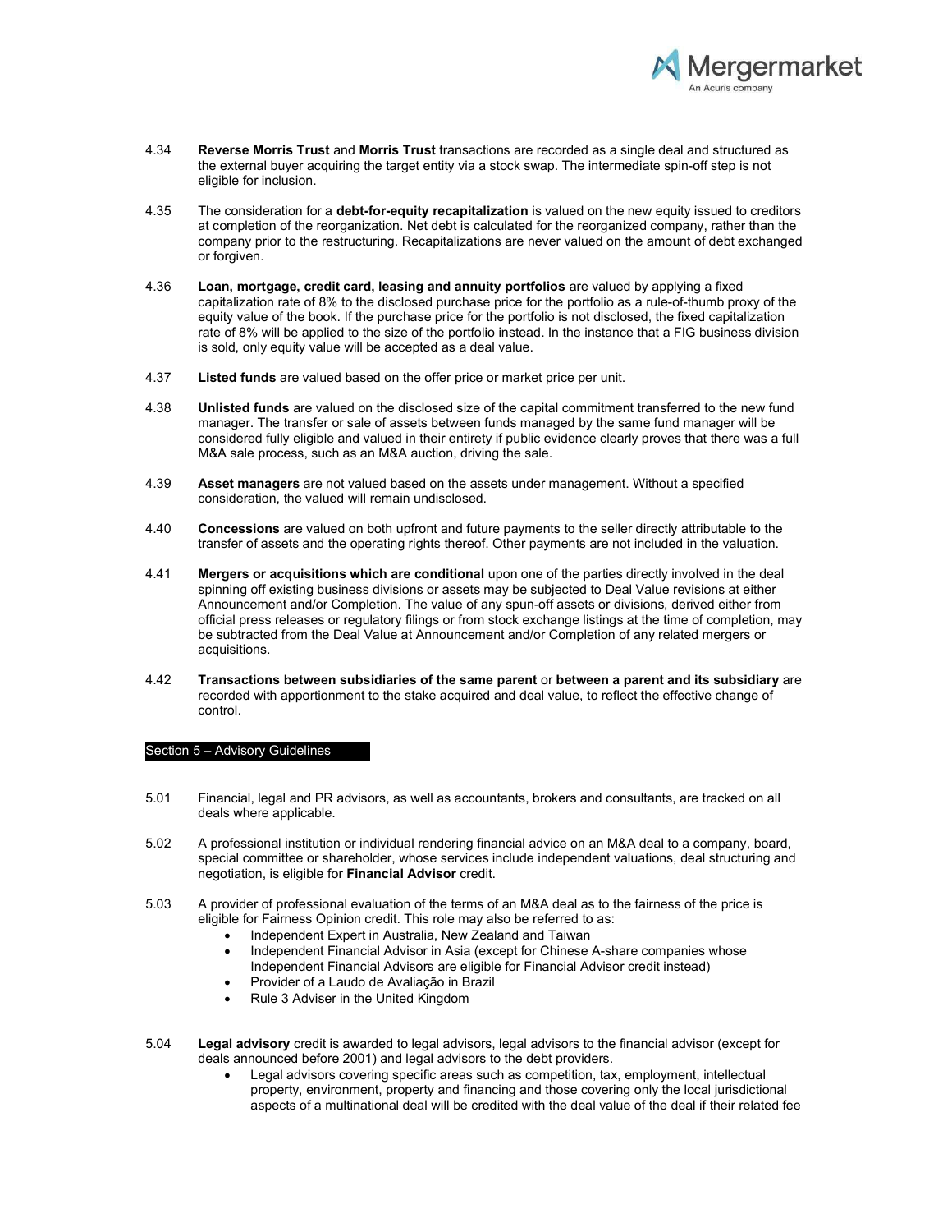4.34 **Reverse Morris Trust** and **Morris Trust** transactions are recorded as a single deal and structured as the external buyer acquiring the target entity via a stock swap. The intermediate spin-off step is not eligible for inclusion.

4.35 The consideration for a **debt-for-equity recapitalization** is valued on the new equity issued to creditors at completion of the reorganization. Net debt is calculated for the reorganized company, rather than the company prior to the restructuring. Recapitalizations are never valued on the amount of debt exchanged or forgiven.

4.36 **Loan, mortgage, credit card, leasing and annuity portfolios** are valued by applying a fixed capitalization rate of 8% to the disclosed purchase price for the portfolio as a rule-of-thumb proxy of the equity value of the book. If the purchase price for the portfolio is not disclosed, the fixed capitalization rate of 8% will be applied to the size of the portfolio instead. In the instance that a FIG business division is sold, only equity value will be accepted as a deal value.

4.37 **Listed funds** are valued based on the offer price or market price per unit.

4.38 **Unlisted funds** are valued on the disclosed size of the capital commitment transferred to the new fund manager. The transfer or sale of assets between funds managed by the same fund manager will be considered fully eligible and valued in their entirety if public evidence clearly proves that there was a full M&A sale process, such as an M&A auction, driving the sale.

4.39 **Asset managers** are not valued based on the assets under management. Without a specified consideration, the valued will remain undisclosed.

4.40 **Concessions** are valued on both upfront and future payments to the seller directly attributable to the transfer of assets and the operating rights thereof. Other payments are not included in the valuation.

4.41 **Mergers or acquisitions which are conditional** upon one of the parties directly involved in the deal spinning off existing business divisions or assets may be subjected to Deal Value revisions at either Announcement and/or Completion. The value of any spun-off assets or divisions, derived either from official press releases or regulatory filings or from stock exchange listings at the time of completion, may be subtracted from the Deal Value at Announcement and/or Completion of any related mergers or acquisitions.

4.42 **Transactions between subsidiaries of the same parent** or **between a parent and its subsidiary** are recorded with apportionment to the stake acquired and deal value, to reflect the effective change of control.

## Section 5 – Advisory Guidelines

5.01 Financial, legal and PR advisors, as well as accountants, brokers and consultants, are tracked on all deals where applicable.

5.02 A professional institution or individual rendering financial advice on an M&A deal to a company, board, special committee or shareholder, whose services include independent valuations, deal structuring and negotiation, is eligible for **Financial Advisor** credit.

5.03 A provider of professional evaluation of the terms of an M&A deal as to the fairness of the price is eligible for Fairness Opinion credit. This role may also be referred to as:

- Independent Expert in Australia, New Zealand and Taiwan
- Independent Financial Advisor in Asia (except for Chinese A-share companies whose Independent Financial Advisors are eligible for Financial Advisor credit instead)
- Provider of a Laudo de Avaliação in Brazil
- Rule 3 Adviser in the United Kingdom

5.04 **Legal advisory** credit is awarded to legal advisors, legal advisors to the financial advisor (except for deals announced before 2001) and legal advisors to the debt providers.

- Legal advisors covering specific areas such as competition, tax, employment, intellectual property, environment, property and financing and those covering only the local jurisdictional aspects of a multinational deal will be credited with the deal value of the deal if their related fee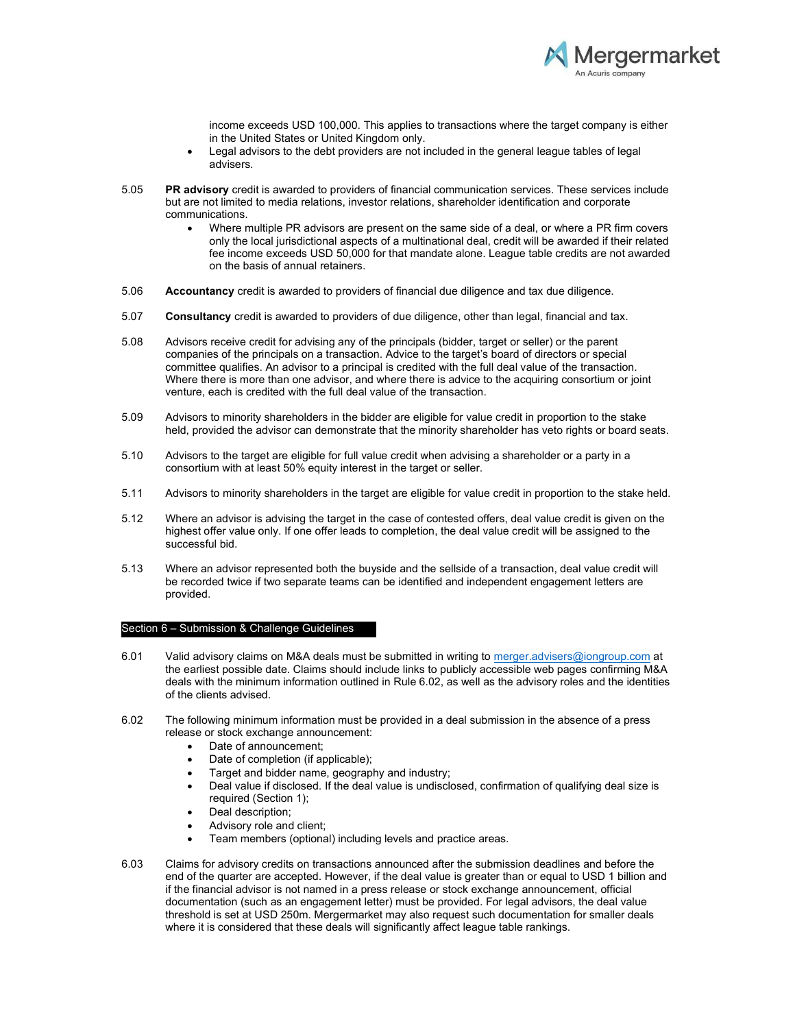- income exceeds USD 100,000. This applies to transactions where the target company is either in the United States or United Kingdom only.
- Legal advisors to the debt providers are not included in the general league tables of legal advisers.

5.05 **PR advisory** credit is awarded to providers of financial communication services. These services include but are not limited to media relations, investor relations, shareholder identification and corporate communications.

- Where multiple PR advisors are present on the same side of a deal, or where a PR firm covers only the local jurisdictional aspects of a multinational deal, credit will be awarded if their related fee income exceeds USD 50,000 for that mandate alone. League table credits are not awarded on the basis of annual retainers.

5.06 **Accountancy** credit is awarded to providers of financial due diligence and tax due diligence.

5.07 **Consultancy** credit is awarded to providers of due diligence, other than legal, financial and tax.

5.08 Advisors receive credit for advising any of the principals (bidder, target or seller) or the parent companies of the principals on a transaction. Advice to the target's board of directors or special committee qualifies. An advisor to a principal is credited with the full deal value of the transaction. Where there is more than one advisor, and where there is advice to the acquiring consortium or joint venture, each is credited with the full deal value of the transaction.

5.09 Advisors to minority shareholders in the bidder are eligible for value credit in proportion to the stake held, provided the advisor can demonstrate that the minority shareholder has veto rights or board seats.

5.10 Advisors to the target are eligible for full value credit when advising a shareholder or a party in a consortium with at least 50% equity interest in the target or seller.

5.11 Advisors to minority shareholders in the target are eligible for value credit in proportion to the stake held.

5.12 Where an advisor is advising the target in the case of contested offers, deal value credit is given on the highest offer value only. If one offer leads to completion, the deal value credit will be assigned to the successful bid.

5.13 Where an advisor represented both the buyside and the sellside of a transaction, deal value credit will be recorded twice if two separate teams can be identified and independent engagement letters are provided.

## Section 6 – Submission & Challenge Guidelines

6.01 Valid advisory claims on M&A deals must be submitted in writing to merger.advisers@iongroup.com at the earliest possible date. Claims should include links to publicly accessible web pages confirming M&A deals with the minimum information outlined in Rule 6.02, as well as the advisory roles and the identities of the clients advised.

6.02 The following minimum information must be provided in a deal submission in the absence of a press release or stock exchange announcement:

- Date of announcement;
- Date of completion (if applicable);
- Target and bidder name, geography and industry;
- Deal value if disclosed. If the deal value is undisclosed, confirmation of qualifying deal size is required (Section 1);
- Deal description;
- Advisory role and client;
- Team members (optional) including levels and practice areas.

6.03 Claims for advisory credits on transactions announced after the submission deadlines and before the end of the quarter are accepted. However, if the deal value is greater than or equal to USD 1 billion and if the financial advisor is not named in a press release or stock exchange announcement, official documentation (such as an engagement letter) must be provided. For legal advisors, the deal value threshold is set at USD 250m. Mergermarket may also request such documentation for smaller deals where it is considered that these deals will significantly affect league table rankings.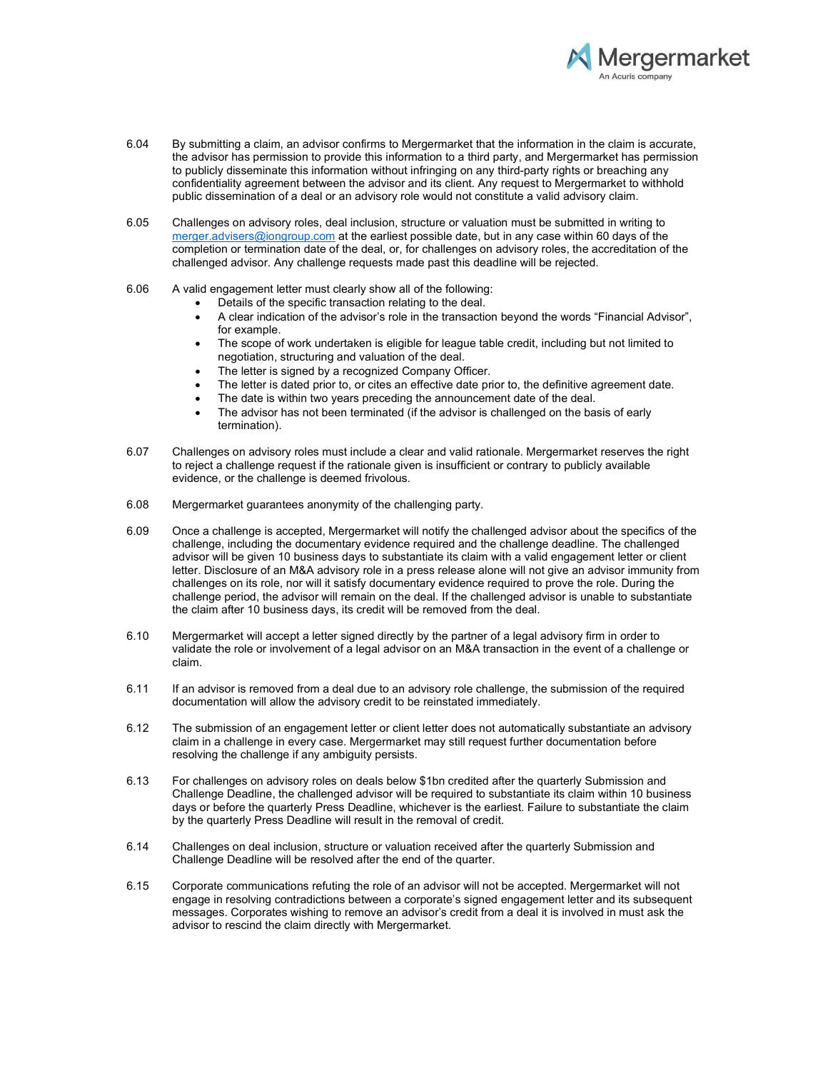6.04 By submitting a claim, an advisor confirms to Mergermarket that the information in the claim is accurate, the advisor has permission to provide this information to a third party, and Mergermarket has permission to publicly disseminate this information without infringing on any third-party rights or breaching any confidentiality agreement between the advisor and its client. Any request to Mergermarket to withhold public dissemination of a deal or an advisory role would not constitute a valid advisory claim.

6.05 Challenges on advisory roles, deal inclusion, structure or valuation must be submitted in writing to merger.advisers@iongroup.com at the earliest possible date, but in any case within 60 days of the completion or termination date of the deal, or, for challenges on advisory roles, the accreditation of the challenged advisor. Any challenge requests made past this deadline will be rejected.

6.06 A valid engagement letter must clearly show all of the following:

- Details of the specific transaction relating to the deal.
- A clear indication of the advisor's role in the transaction beyond the words "Financial Advisor", for example.
- The scope of work undertaken is eligible for league table credit, including but not limited to negotiation, structuring and valuation of the deal.
- The letter is signed by a recognized Company Officer.
- The letter is dated prior to, or cites an effective date prior to, the definitive agreement date.
- The date is within two years preceding the announcement date of the deal.
- The advisor has not been terminated (if the advisor is challenged on the basis of early termination).

6.07 Challenges on advisory roles must include a clear and valid rationale. Mergermarket reserves the right to reject a challenge request if the rationale given is insufficient or contrary to publicly available evidence, or the challenge is deemed frivolous.

6.08 Mergermarket guarantees anonymity of the challenging party.

6.09 Once a challenge is accepted, Mergermarket will notify the challenged advisor about the specifics of the challenge, including the documentary evidence required and the challenge deadline. The challenged advisor will be given 10 business days to substantiate its claim with a valid engagement letter or client letter. Disclosure of an M&A advisory role in a press release alone will not give an advisor immunity from challenges on its role, nor will it satisfy documentary evidence required to prove the role. During the challenge period, the advisor will remain on the deal. If the challenged advisor is unable to substantiate the claim after 10 business days, its credit will be removed from the deal.

6.10 Mergermarket will accept a letter signed directly by the partner of a legal advisory firm in order to validate the role or involvement of a legal advisor on an M&A transaction in the event of a challenge or claim.

6.11 If an advisor is removed from a deal due to an advisory role challenge, the submission of the required documentation will allow the advisory credit to be reinstated immediately.

6.12 The submission of an engagement letter or client letter does not automatically substantiate an advisory claim in a challenge in every case. Mergermarket may still request further documentation before resolving the challenge if any ambiguity persists.

6.13 For challenges on advisory roles on deals below $1bn credited after the quarterly Submission and Challenge Deadline, the challenged advisor will be required to substantiate its claim within 10 business days or before the quarterly Press Deadline, whichever is the earliest. Failure to substantiate the claim by the quarterly Press Deadline will result in the removal of credit.

6.14 Challenges on deal inclusion, structure or valuation received after the quarterly Submission and Challenge Deadline will be resolved after the end of the quarter.

6.15 Corporate communications refuting the role of an advisor will not be accepted. Mergermarket will not engage in resolving contradictions between a corporate's signed engagement letter and its subsequent messages. Corporates wishing to remove an advisor's credit from a deal it is involved in must ask the advisor to rescind the claim directly with Mergermarket.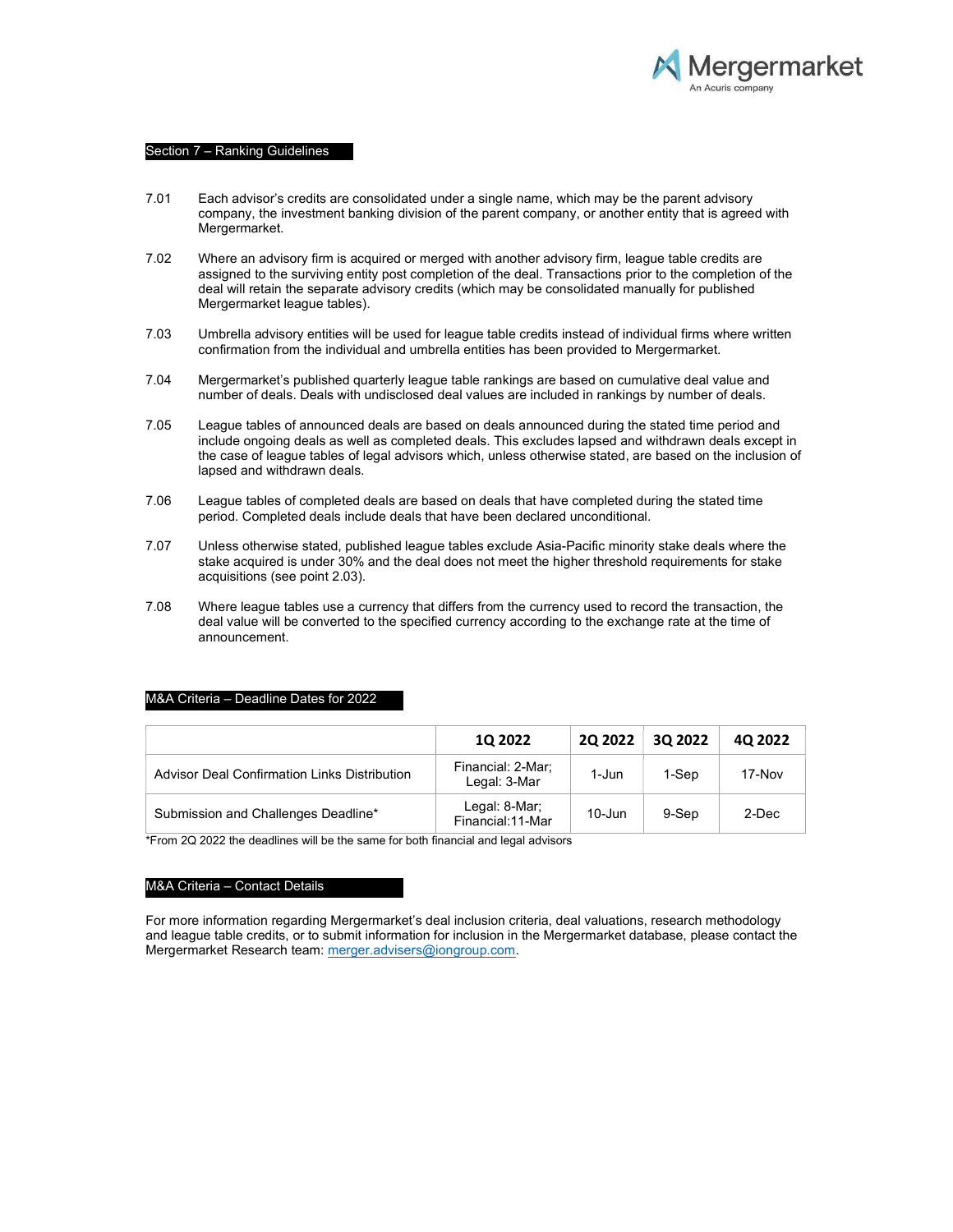## Section 7 – Ranking Guidelines

7.01 Each advisor's credits are consolidated under a single name, which may be the parent advisory company, the investment banking division of the parent company, or another entity that is agreed with Mergermarket.

7.02 Where an advisory firm is acquired or merged with another advisory firm, league table credits are assigned to the surviving entity post completion of the deal. Transactions prior to the completion of the deal will retain the separate advisory credits (which may be consolidated manually for published Mergermarket league tables).

7.03 Umbrella advisory entities will be used for league table credits instead of individual firms where written confirmation from the individual and umbrella entities has been provided to Mergermarket.

7.04 Mergermarket's published quarterly league table rankings are based on cumulative deal value and number of deals. Deals with undisclosed deal values are included in rankings by number of deals.

7.05 League tables of announced deals are based on deals announced during the stated time period and include ongoing deals as well as completed deals. This excludes lapsed and withdrawn deals except in the case of league tables of legal advisors which, unless otherwise stated, are based on the inclusion of lapsed and withdrawn deals.

7.06 League tables of completed deals are based on deals that have completed during the stated time period. Completed deals include deals that have been declared unconditional.

7.07 Unless otherwise stated, published league tables exclude Asia-Pacific minority stake deals where the stake acquired is under 30% and the deal does not meet the higher threshold requirements for stake acquisitions (see point 2.03).

7.08 Where league tables use a currency that differs from the currency used to record the transaction, the deal value will be converted to the specified currency according to the exchange rate at the time of announcement.

## M&A Criteria – Deadline Dates for 2022

| | 1Q 2022 | 2Q 2022 | 3Q 2022 | 4Q 2022 |
|---|---|---|---|---|
| Advisor Deal Confirmation Links Distribution | Financial: 2-Mar; Legal: 3-Mar | 1-Jun | 1-Sep | 17-Nov |
| Submission and Challenges Deadline* | Legal: 8-Mar; Financial:11-Mar | 10-Jun | 9-Sep | 2-Dec |

*From 2Q 2022 the deadlines will be the same for both financial and legal advisors

## M&A Criteria – Contact Details

For more information regarding Mergermarket's deal inclusion criteria, deal valuations, research methodology and league table credits, or to submit information for inclusion in the Mergermarket database, please contact the Mergermarket Research team: merger.advisers@iongroup.com.